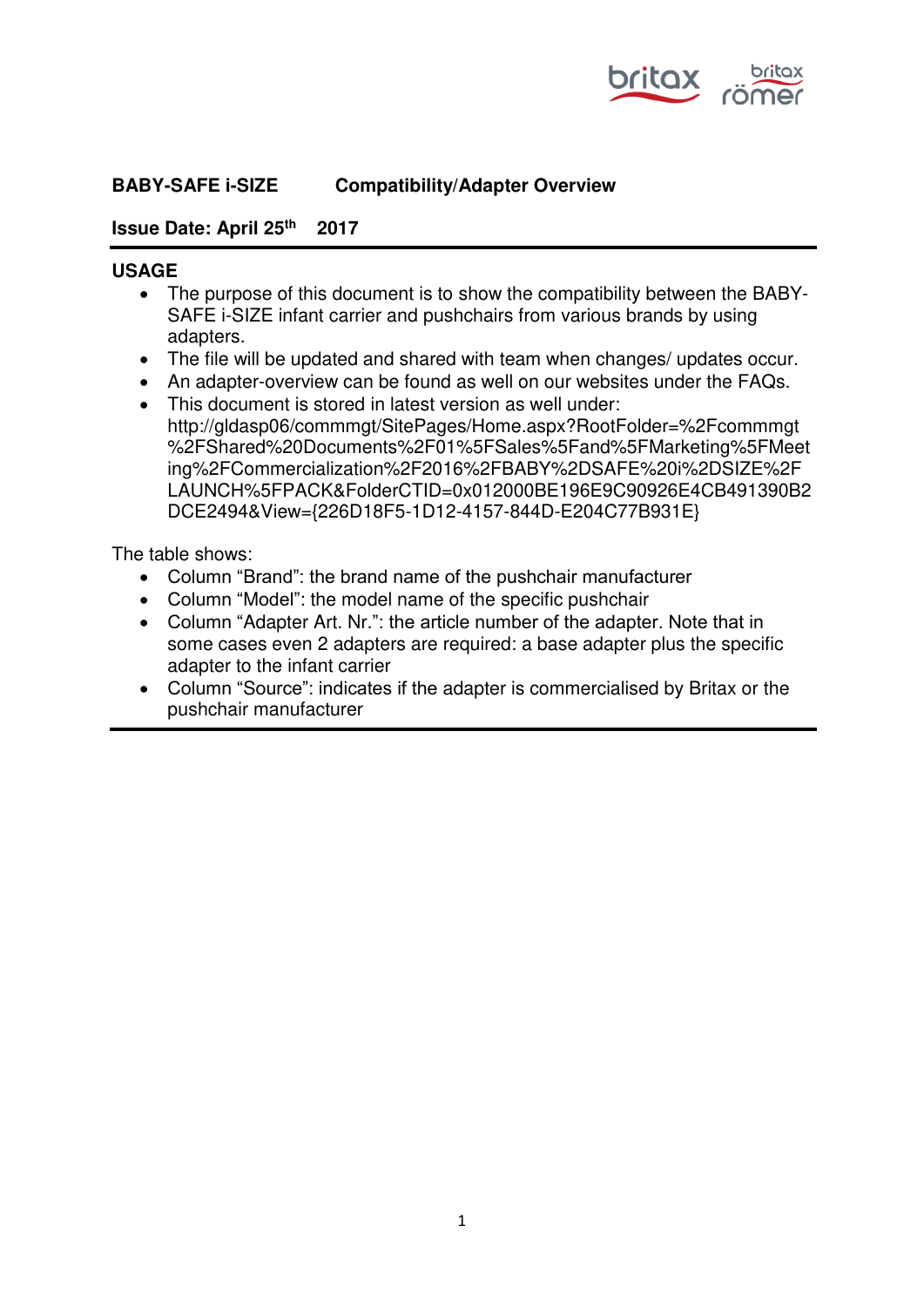**BABY-SAFE i-SIZE Compatibility/Adapter Overview**

**Issue Date: April 25th 2017**

## USAGE

- The purpose of this document is to show the compatibility between the BABY-SAFE i-SIZE infant carrier and pushchairs from various brands by using adapters.
- The file will be updated and shared with team when changes/ updates occur.
- An adapter-overview can be found as well on our websites under the FAQs.
- This document is stored in latest version as well under: http://gldasp06/commmgt/SitePages/Home.aspx?RootFolder=%2Fcommmgt%2FShared%20Documents%2F01%5FSales%5Fand%5FMarketing%5FMeeting%2FCommercialization%2F2016%2FBABY%2DSAFE%20i%2DSIZE%2FLAUNCH%5FPACK&FolderCTID=0x012000BE196E9C90926E4CB491390B2DCE2494&View={226D18F5-1D12-4157-844D-E204C77B931E}

The table shows:

- Column “Brand”: the brand name of the pushchair manufacturer
- Column “Model”: the model name of the specific pushchair
- Column “Adapter Art. Nr.”: the article number of the adapter. Note that in some cases even 2 adapters are required: a base adapter plus the specific adapter to the infant carrier
- Column “Source”: indicates if the adapter is commercialised by Britax or the pushchair manufacturer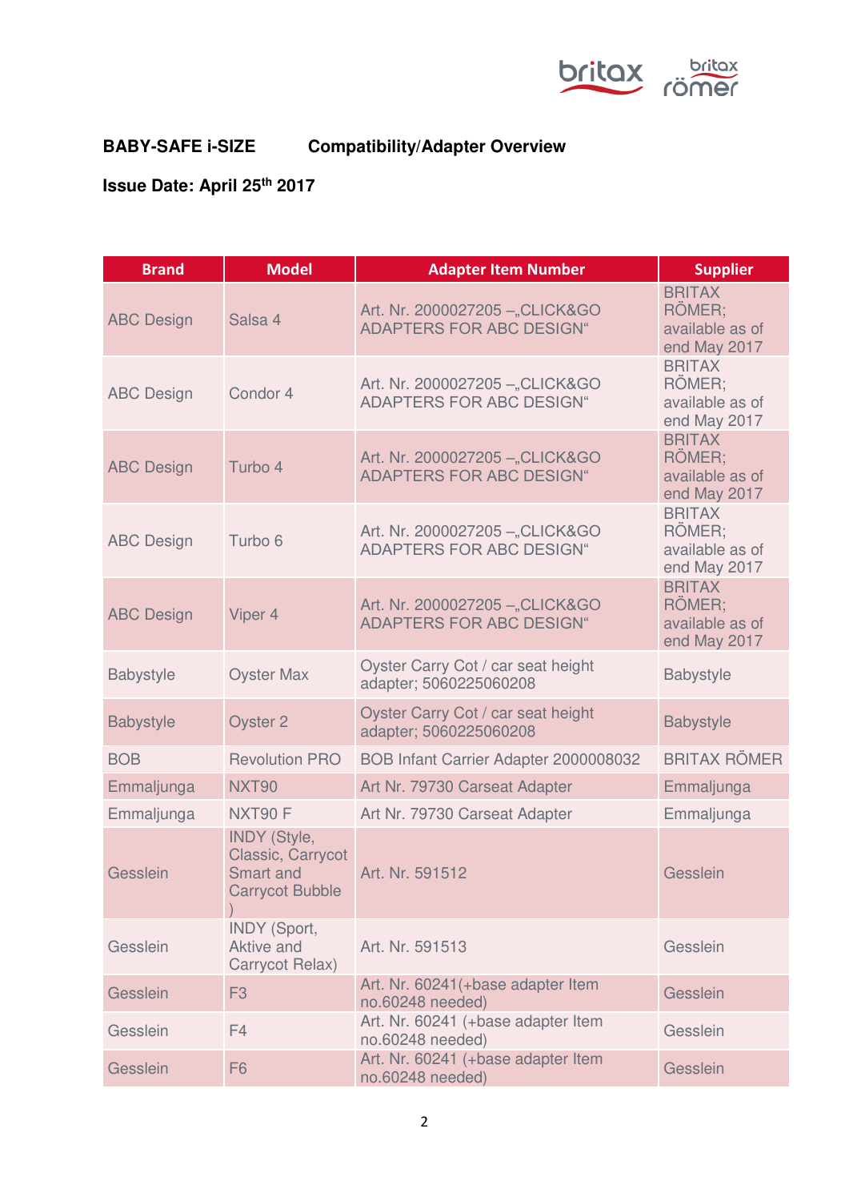**BABY-SAFE i-SIZE    Compatibility/Adapter Overview**

**Issue Date: April 25th 2017**

| Brand | Model | Adapter Item Number | Supplier |
|---|---|---|---|
| ABC Design | Salsa 4 | Art. Nr. 2000027205 –„CLICK&GO ADAPTERS FOR ABC DESIGN" | BRITAX RÖMER; available as of end May 2017 |
| ABC Design | Condor 4 | Art. Nr. 2000027205 –„CLICK&GO ADAPTERS FOR ABC DESIGN" | BRITAX RÖMER; available as of end May 2017 |
| ABC Design | Turbo 4 | Art. Nr. 2000027205 –„CLICK&GO ADAPTERS FOR ABC DESIGN" | BRITAX RÖMER; available as of end May 2017 |
| ABC Design | Turbo 6 | Art. Nr. 2000027205 –„CLICK&GO ADAPTERS FOR ABC DESIGN" | BRITAX RÖMER; available as of end May 2017 |
| ABC Design | Viper 4 | Art. Nr. 2000027205 –„CLICK&GO ADAPTERS FOR ABC DESIGN" | BRITAX RÖMER; available as of end May 2017 |
| Babystyle | Oyster Max | Oyster Carry Cot / car seat height adapter; 5060225060208 | Babystyle |
| Babystyle | Oyster 2 | Oyster Carry Cot / car seat height adapter; 5060225060208 | Babystyle |
| BOB | Revolution PRO | BOB Infant Carrier Adapter 2000008032 | BRITAX RÖMER |
| Emmaljunga | NXT90 | Art Nr. 79730 Carseat Adapter | Emmaljunga |
| Emmaljunga | NXT90 F | Art Nr. 79730 Carseat Adapter | Emmaljunga |
| Gesslein | INDY (Style, Classic, Carrycot Smart and Carrycot Bubble ) | Art. Nr. 591512 | Gesslein |
| Gesslein | INDY (Sport, Aktive and Carrycot Relax) | Art. Nr. 591513 | Gesslein |
| Gesslein | F3 | Art. Nr. 60241(+base adapter Item no.60248 needed) | Gesslein |
| Gesslein | F4 | Art. Nr. 60241 (+base adapter Item no.60248 needed) | Gesslein |
| Gesslein | F6 | Art. Nr. 60241 (+base adapter Item no.60248 needed) | Gesslein |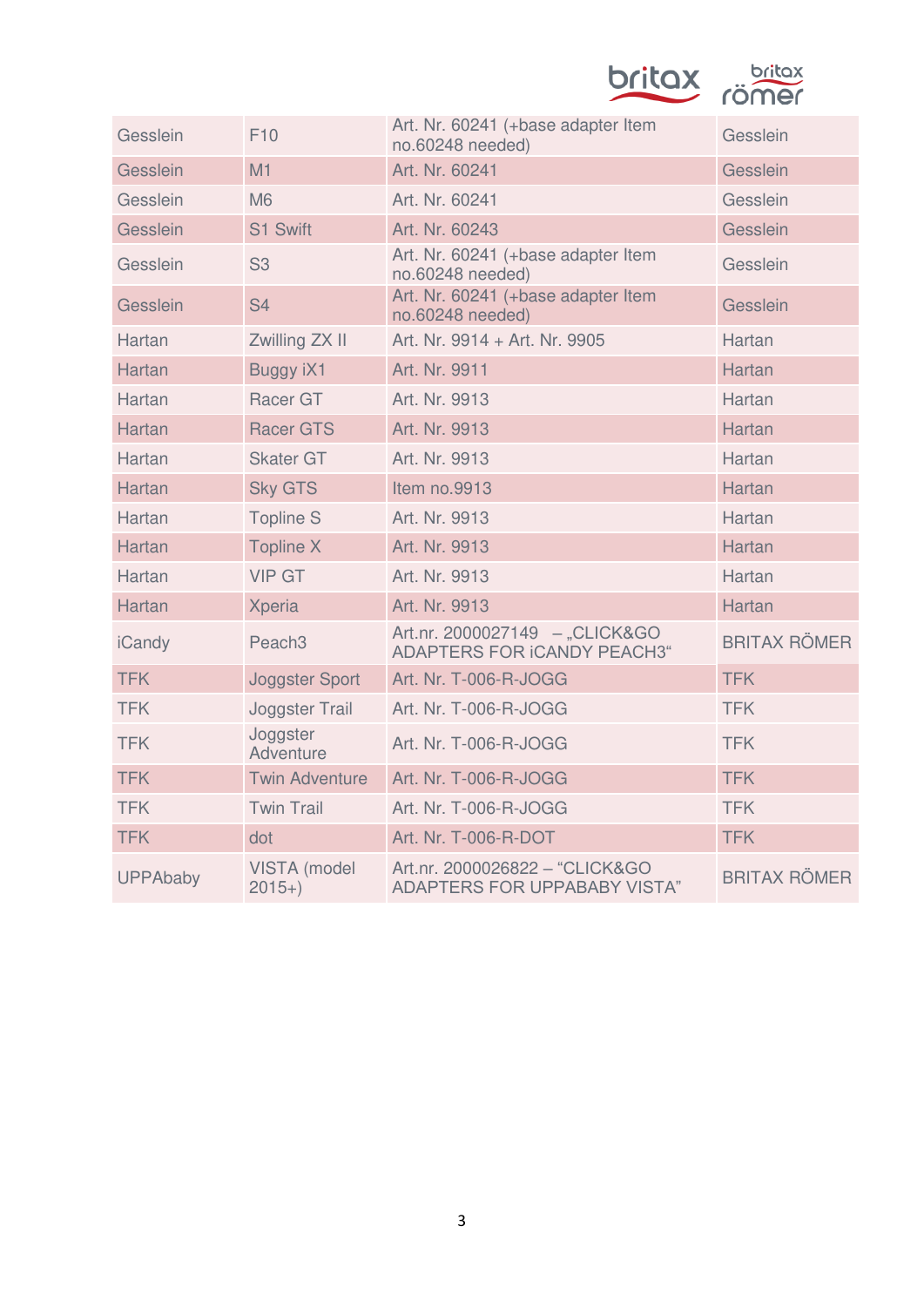| | | | |
|---|---|---|---|
| Gesslein | F10 | Art. Nr. 60241 (+base adapter Item no.60248 needed) | Gesslein |
| Gesslein | M1 | Art. Nr. 60241 | Gesslein |
| Gesslein | M6 | Art. Nr. 60241 | Gesslein |
| Gesslein | S1 Swift | Art. Nr. 60243 | Gesslein |
| Gesslein | S3 | Art. Nr. 60241 (+base adapter Item no.60248 needed) | Gesslein |
| Gesslein | S4 | Art. Nr. 60241 (+base adapter Item no.60248 needed) | Gesslein |
| Hartan | Zwilling ZX II | Art. Nr. 9914 + Art. Nr. 9905 | Hartan |
| Hartan | Buggy iX1 | Art. Nr. 9911 | Hartan |
| Hartan | Racer GT | Art. Nr. 9913 | Hartan |
| Hartan | Racer GTS | Art. Nr. 9913 | Hartan |
| Hartan | Skater GT | Art. Nr. 9913 | Hartan |
| Hartan | Sky GTS | Item no.9913 | Hartan |
| Hartan | Topline S | Art. Nr. 9913 | Hartan |
| Hartan | Topline X | Art. Nr. 9913 | Hartan |
| Hartan | VIP GT | Art. Nr. 9913 | Hartan |
| Hartan | Xperia | Art. Nr. 9913 | Hartan |
| iCandy | Peach3 | Art.nr. 2000027149 – „CLICK&GO ADAPTERS FOR iCANDY PEACH3" | BRITAX RÖMER |
| TFK | Joggster Sport | Art. Nr. T-006-R-JOGG | TFK |
| TFK | Joggster Trail | Art. Nr. T-006-R-JOGG | TFK |
| TFK | Joggster Adventure | Art. Nr. T-006-R-JOGG | TFK |
| TFK | Twin Adventure | Art. Nr. T-006-R-JOGG | TFK |
| TFK | Twin Trail | Art. Nr. T-006-R-JOGG | TFK |
| TFK | dot | Art. Nr. T-006-R-DOT | TFK |
| UPPAbaby | VISTA (model 2015+) | Art.nr. 2000026822 – "CLICK&GO ADAPTERS FOR UPPABABY VISTA" | BRITAX RÖMER |